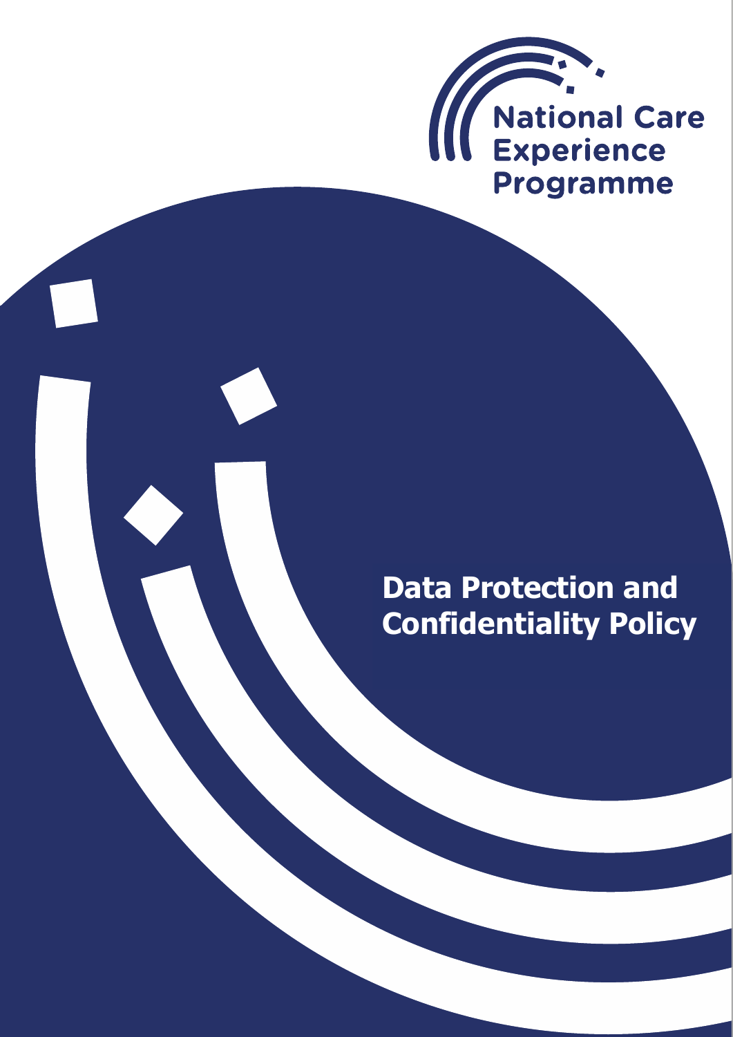National Care Experience Programme

# Data Protection and Confidentiality Policy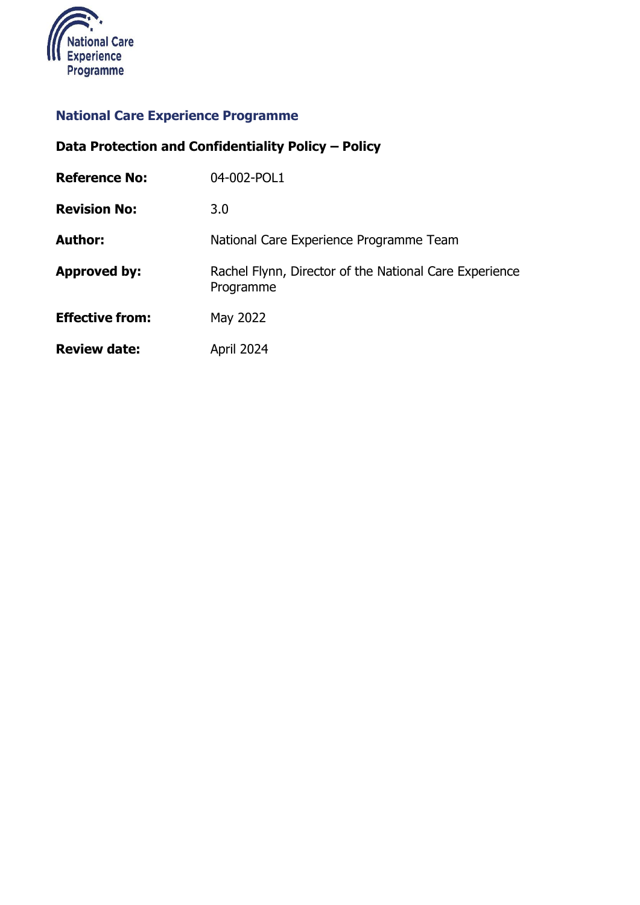**National Care Experience Programme**

**Data Protection and Confidentiality Policy – Policy**

| | |
|---|---|
| **Reference No:** | 04-002-POL1 |
| **Revision No:** | 3.0 |
| **Author:** | National Care Experience Programme Team |
| **Approved by:** | Rachel Flynn, Director of the National Care Experience Programme |
| **Effective from:** | May 2022 |
| **Review date:** | April 2024 |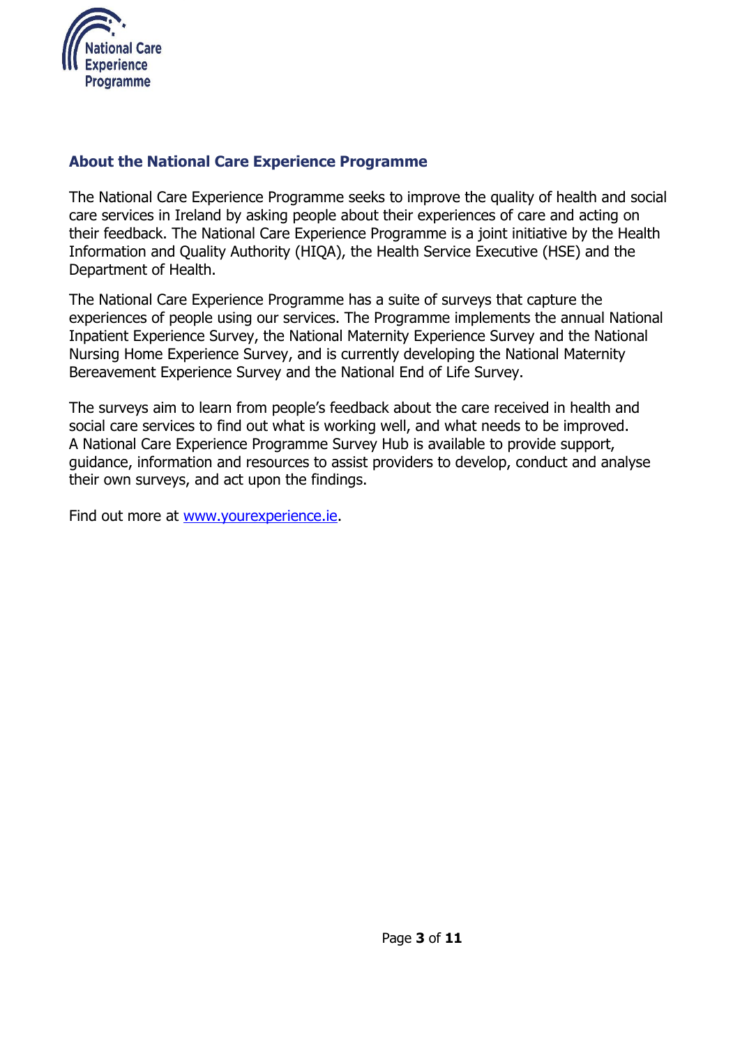## About the National Care Experience Programme

The National Care Experience Programme seeks to improve the quality of health and social care services in Ireland by asking people about their experiences of care and acting on their feedback. The National Care Experience Programme is a joint initiative by the Health Information and Quality Authority (HIQA), the Health Service Executive (HSE) and the Department of Health.

The National Care Experience Programme has a suite of surveys that capture the experiences of people using our services. The Programme implements the annual National Inpatient Experience Survey, the National Maternity Experience Survey and the National Nursing Home Experience Survey, and is currently developing the National Maternity Bereavement Experience Survey and the National End of Life Survey.

The surveys aim to learn from people's feedback about the care received in health and social care services to find out what is working well, and what needs to be improved. A National Care Experience Programme Survey Hub is available to provide support, guidance, information and resources to assist providers to develop, conduct and analyse their own surveys, and act upon the findings.

Find out more at [www.yourexperience.ie](http://www.yourexperience.ie).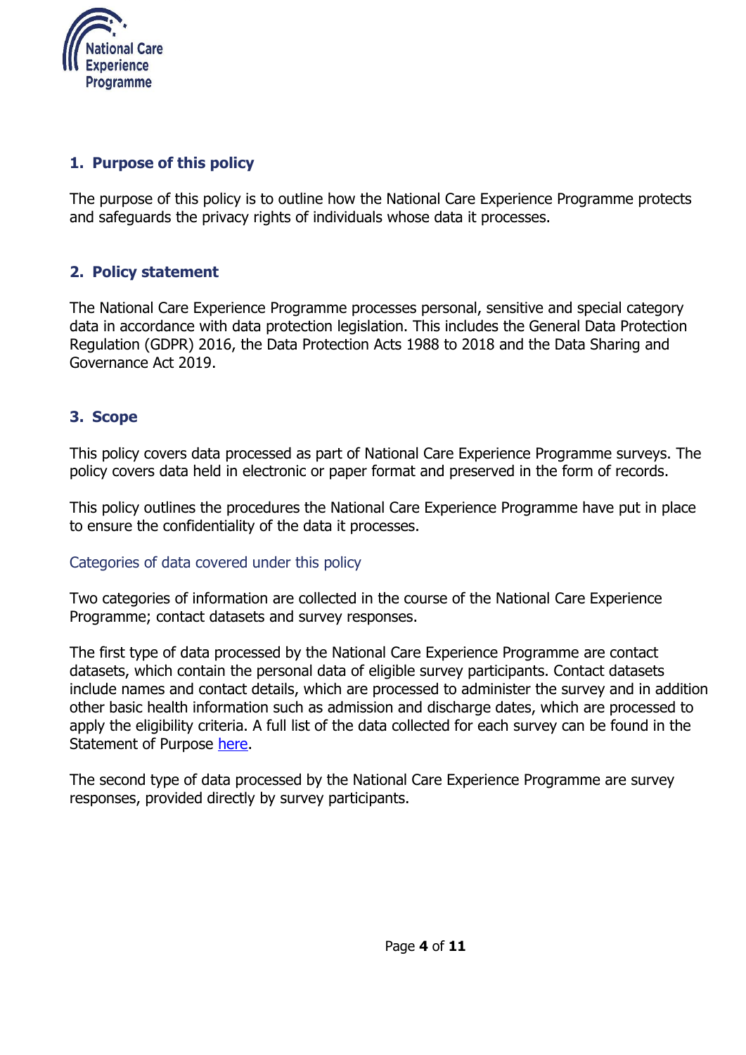## 1. Purpose of this policy

The purpose of this policy is to outline how the National Care Experience Programme protects and safeguards the privacy rights of individuals whose data it processes.

## 2. Policy statement

The National Care Experience Programme processes personal, sensitive and special category data in accordance with data protection legislation. This includes the General Data Protection Regulation (GDPR) 2016, the Data Protection Acts 1988 to 2018 and the Data Sharing and Governance Act 2019.

## 3. Scope

This policy covers data processed as part of National Care Experience Programme surveys. The policy covers data held in electronic or paper format and preserved in the form of records.

This policy outlines the procedures the National Care Experience Programme have put in place to ensure the confidentiality of the data it processes.

### Categories of data covered under this policy

Two categories of information are collected in the course of the National Care Experience Programme; contact datasets and survey responses.

The first type of data processed by the National Care Experience Programme are contact datasets, which contain the personal data of eligible survey participants. Contact datasets include names and contact details, which are processed to administer the survey and in addition other basic health information such as admission and discharge dates, which are processed to apply the eligibility criteria. A full list of the data collected for each survey can be found in the Statement of Purpose here.

The second type of data processed by the National Care Experience Programme are survey responses, provided directly by survey participants.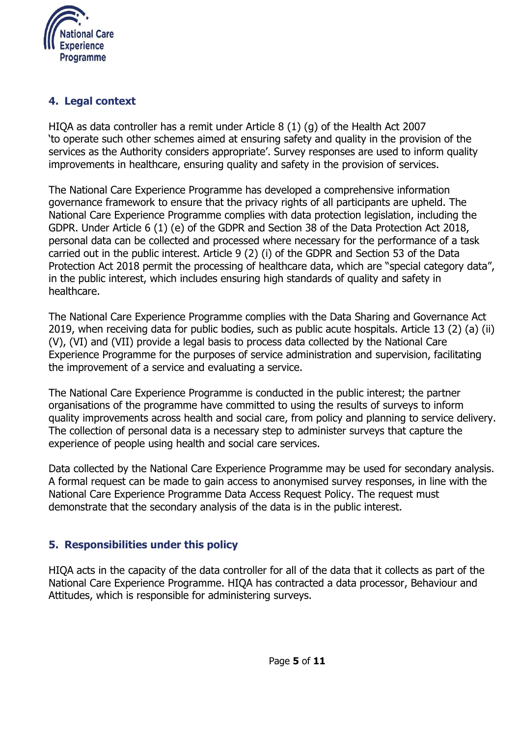## 4. Legal context

HIQA as data controller has a remit under Article 8 (1) (g) of the Health Act 2007 'to operate such other schemes aimed at ensuring safety and quality in the provision of the services as the Authority considers appropriate'. Survey responses are used to inform quality improvements in healthcare, ensuring quality and safety in the provision of services.

The National Care Experience Programme has developed a comprehensive information governance framework to ensure that the privacy rights of all participants are upheld. The National Care Experience Programme complies with data protection legislation, including the GDPR. Under Article 6 (1) (e) of the GDPR and Section 38 of the Data Protection Act 2018, personal data can be collected and processed where necessary for the performance of a task carried out in the public interest. Article 9 (2) (i) of the GDPR and Section 53 of the Data Protection Act 2018 permit the processing of healthcare data, which are "special category data", in the public interest, which includes ensuring high standards of quality and safety in healthcare.

The National Care Experience Programme complies with the Data Sharing and Governance Act 2019, when receiving data for public bodies, such as public acute hospitals. Article 13 (2) (a) (ii) (V), (VI) and (VII) provide a legal basis to process data collected by the National Care Experience Programme for the purposes of service administration and supervision, facilitating the improvement of a service and evaluating a service.

The National Care Experience Programme is conducted in the public interest; the partner organisations of the programme have committed to using the results of surveys to inform quality improvements across health and social care, from policy and planning to service delivery. The collection of personal data is a necessary step to administer surveys that capture the experience of people using health and social care services.

Data collected by the National Care Experience Programme may be used for secondary analysis. A formal request can be made to gain access to anonymised survey responses, in line with the National Care Experience Programme Data Access Request Policy. The request must demonstrate that the secondary analysis of the data is in the public interest.

## 5. Responsibilities under this policy

HIQA acts in the capacity of the data controller for all of the data that it collects as part of the National Care Experience Programme. HIQA has contracted a data processor, Behaviour and Attitudes, which is responsible for administering surveys.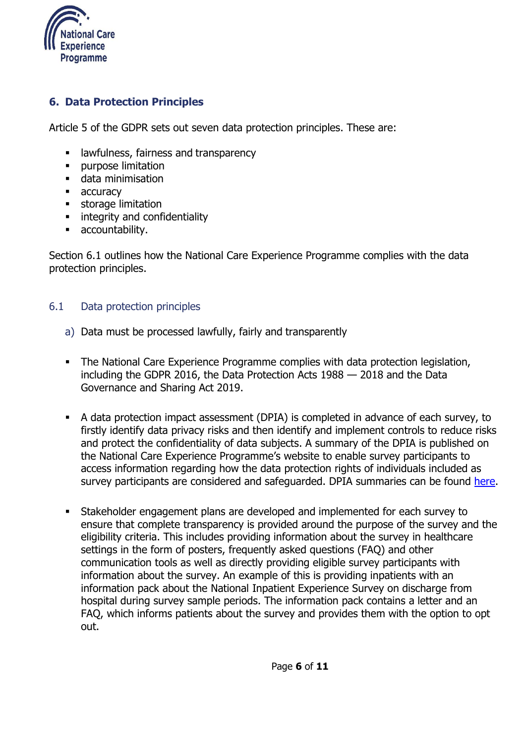## 6. Data Protection Principles

Article 5 of the GDPR sets out seven data protection principles. These are:

- lawfulness, fairness and transparency
- purpose limitation
- data minimisation
- accuracy
- storage limitation
- integrity and confidentiality
- accountability.

Section 6.1 outlines how the National Care Experience Programme complies with the data protection principles.

### 6.1 Data protection principles

a) Data must be processed lawfully, fairly and transparently

- The National Care Experience Programme complies with data protection legislation, including the GDPR 2016, the Data Protection Acts 1988 — 2018 and the Data Governance and Sharing Act 2019.

- A data protection impact assessment (DPIA) is completed in advance of each survey, to firstly identify data privacy risks and then identify and implement controls to reduce risks and protect the confidentiality of data subjects. A summary of the DPIA is published on the National Care Experience Programme's website to enable survey participants to access information regarding how the data protection rights of individuals included as survey participants are considered and safeguarded. DPIA summaries can be found here.

- Stakeholder engagement plans are developed and implemented for each survey to ensure that complete transparency is provided around the purpose of the survey and the eligibility criteria. This includes providing information about the survey in healthcare settings in the form of posters, frequently asked questions (FAQ) and other communication tools as well as directly providing eligible survey participants with information about the survey. An example of this is providing inpatients with an information pack about the National Inpatient Experience Survey on discharge from hospital during survey sample periods. The information pack contains a letter and an FAQ, which informs patients about the survey and provides them with the option to opt out.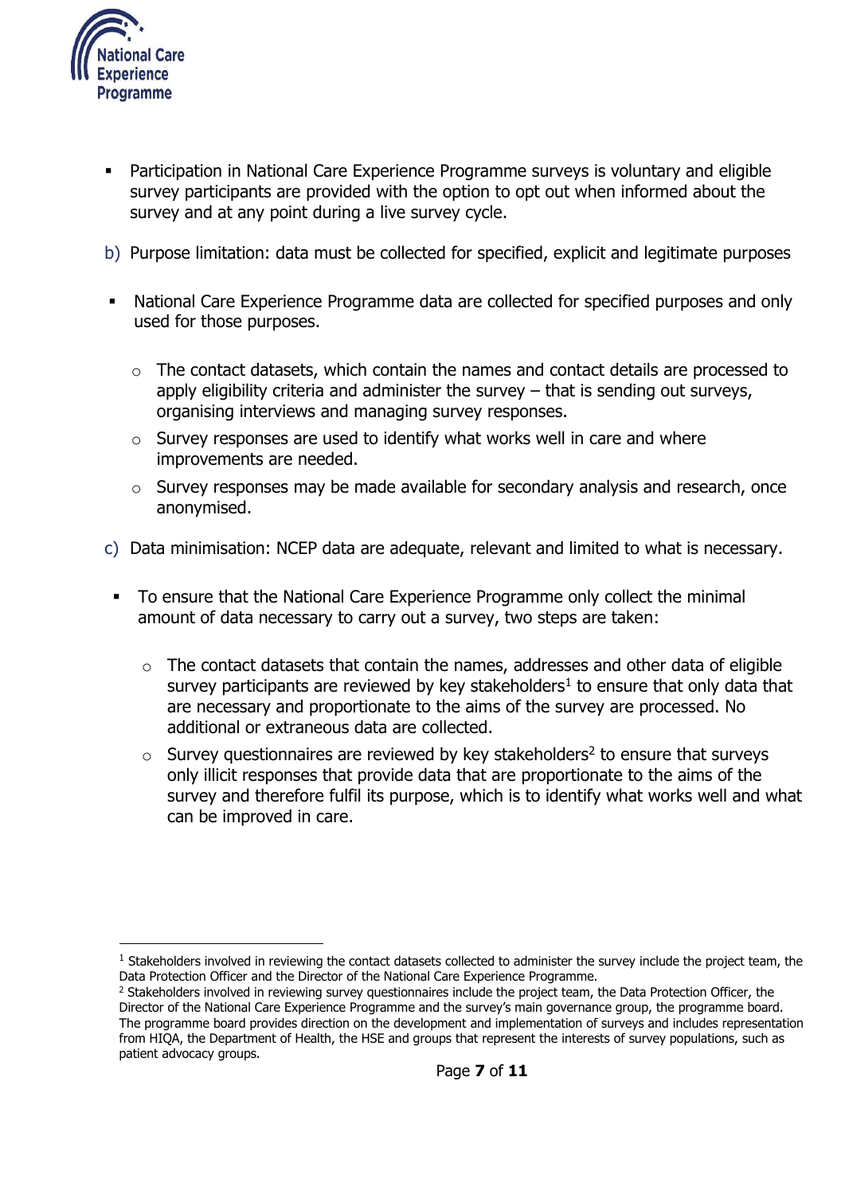- Participation in National Care Experience Programme surveys is voluntary and eligible survey participants are provided with the option to opt out when informed about the survey and at any point during a live survey cycle.

b) Purpose limitation: data must be collected for specified, explicit and legitimate purposes

- National Care Experience Programme data are collected for specified purposes and only used for those purposes.
    - The contact datasets, which contain the names and contact details are processed to apply eligibility criteria and administer the survey – that is sending out surveys, organising interviews and managing survey responses.
    - Survey responses are used to identify what works well in care and where improvements are needed.
    - Survey responses may be made available for secondary analysis and research, once anonymised.

c) Data minimisation: NCEP data are adequate, relevant and limited to what is necessary.

- To ensure that the National Care Experience Programme only collect the minimal amount of data necessary to carry out a survey, two steps are taken:
    - The contact datasets that contain the names, addresses and other data of eligible survey participants are reviewed by key stakeholders[1] to ensure that only data that are necessary and proportionate to the aims of the survey are processed. No additional or extraneous data are collected.
    - Survey questionnaires are reviewed by key stakeholders[2] to ensure that surveys only illicit responses that provide data that are proportionate to the aims of the survey and therefore fulfil its purpose, which is to identify what works well and what can be improved in care.

---

[1] Stakeholders involved in reviewing the contact datasets collected to administer the survey include the project team, the Data Protection Officer and the Director of the National Care Experience Programme.

[2] Stakeholders involved in reviewing survey questionnaires include the project team, the Data Protection Officer, the Director of the National Care Experience Programme and the survey's main governance group, the programme board. The programme board provides direction on the development and implementation of surveys and includes representation from HIQA, the Department of Health, the HSE and groups that represent the interests of survey populations, such as patient advocacy groups.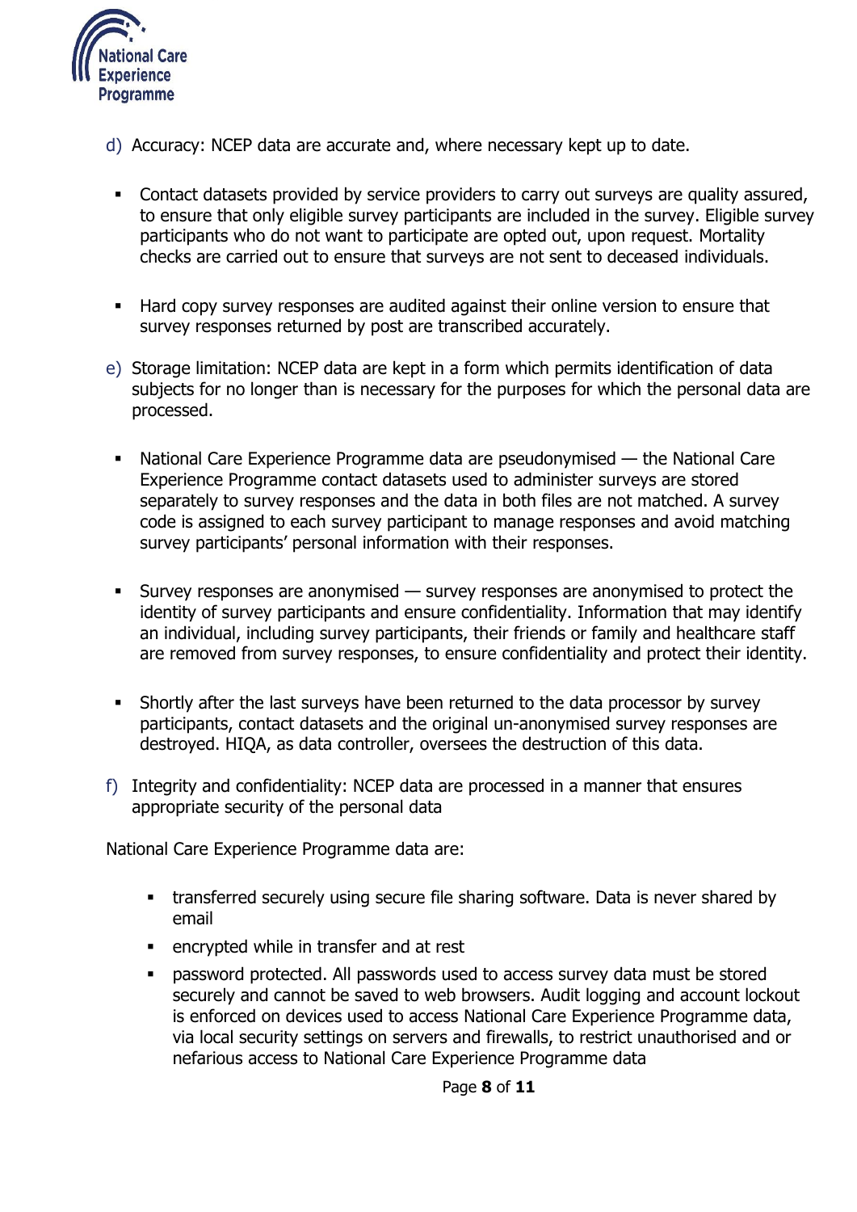d) Accuracy: NCEP data are accurate and, where necessary kept up to date.

- Contact datasets provided by service providers to carry out surveys are quality assured, to ensure that only eligible survey participants are included in the survey. Eligible survey participants who do not want to participate are opted out, upon request. Mortality checks are carried out to ensure that surveys are not sent to deceased individuals.

- Hard copy survey responses are audited against their online version to ensure that survey responses returned by post are transcribed accurately.

e) Storage limitation: NCEP data are kept in a form which permits identification of data subjects for no longer than is necessary for the purposes for which the personal data are processed.

- National Care Experience Programme data are pseudonymised — the National Care Experience Programme contact datasets used to administer surveys are stored separately to survey responses and the data in both files are not matched. A survey code is assigned to each survey participant to manage responses and avoid matching survey participants' personal information with their responses.

- Survey responses are anonymised — survey responses are anonymised to protect the identity of survey participants and ensure confidentiality. Information that may identify an individual, including survey participants, their friends or family and healthcare staff are removed from survey responses, to ensure confidentiality and protect their identity.

- Shortly after the last surveys have been returned to the data processor by survey participants, contact datasets and the original un-anonymised survey responses are destroyed. HIQA, as data controller, oversees the destruction of this data.

f) Integrity and confidentiality: NCEP data are processed in a manner that ensures appropriate security of the personal data

National Care Experience Programme data are:

- transferred securely using secure file sharing software. Data is never shared by email
- encrypted while in transfer and at rest
- password protected. All passwords used to access survey data must be stored securely and cannot be saved to web browsers. Audit logging and account lockout is enforced on devices used to access National Care Experience Programme data, via local security settings on servers and firewalls, to restrict unauthorised and or nefarious access to National Care Experience Programme data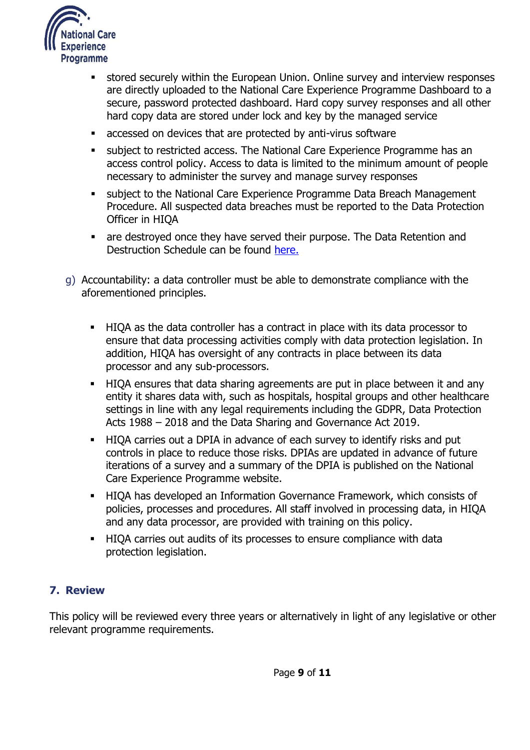- stored securely within the European Union. Online survey and interview responses are directly uploaded to the National Care Experience Programme Dashboard to a secure, password protected dashboard. Hard copy survey responses and all other hard copy data are stored under lock and key by the managed service
- accessed on devices that are protected by anti-virus software
- subject to restricted access. The National Care Experience Programme has an access control policy. Access to data is limited to the minimum amount of people necessary to administer the survey and manage survey responses
- subject to the National Care Experience Programme Data Breach Management Procedure. All suspected data breaches must be reported to the Data Protection Officer in HIQA
- are destroyed once they have served their purpose. The Data Retention and Destruction Schedule can be found here.

g) Accountability: a data controller must be able to demonstrate compliance with the aforementioned principles.

- HIQA as the data controller has a contract in place with its data processor to ensure that data processing activities comply with data protection legislation. In addition, HIQA has oversight of any contracts in place between its data processor and any sub-processors.
- HIQA ensures that data sharing agreements are put in place between it and any entity it shares data with, such as hospitals, hospital groups and other healthcare settings in line with any legal requirements including the GDPR, Data Protection Acts 1988 – 2018 and the Data Sharing and Governance Act 2019.
- HIQA carries out a DPIA in advance of each survey to identify risks and put controls in place to reduce those risks. DPIAs are updated in advance of future iterations of a survey and a summary of the DPIA is published on the National Care Experience Programme website.
- HIQA has developed an Information Governance Framework, which consists of policies, processes and procedures. All staff involved in processing data, in HIQA and any data processor, are provided with training on this policy.
- HIQA carries out audits of its processes to ensure compliance with data protection legislation.

## 7. Review

This policy will be reviewed every three years or alternatively in light of any legislative or other relevant programme requirements.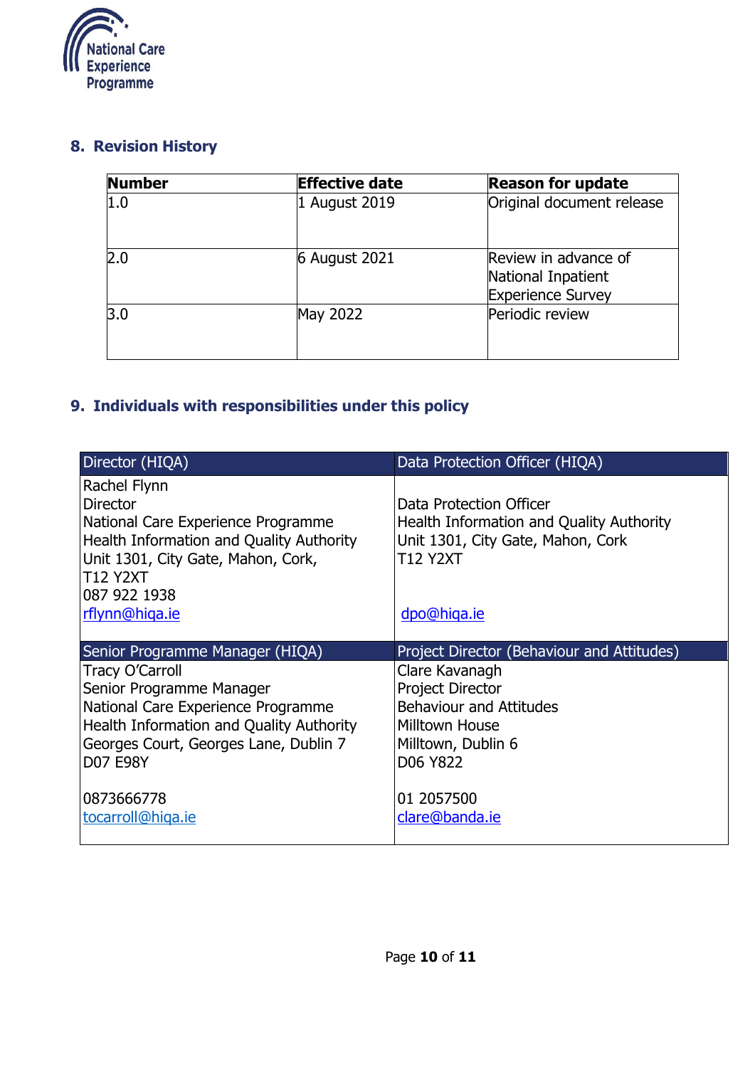## 8. Revision History

| Number | Effective date | Reason for update |
|---|---|---|
| 1.0 | 1 August 2019 | Original document release |
| 2.0 | 6 August 2021 | Review in advance of National Inpatient Experience Survey |
| 3.0 | May 2022 | Periodic review |

## 9. Individuals with responsibilities under this policy

| Director (HIQA) | Data Protection Officer (HIQA) |
|---|---|
| Rachel Flynn<br>Director<br>National Care Experience Programme<br>Health Information and Quality Authority<br>Unit 1301, City Gate, Mahon, Cork,<br>T12 Y2XT<br>087 922 1938<br>rflynn@hiqa.ie | Data Protection Officer<br>Health Information and Quality Authority<br>Unit 1301, City Gate, Mahon, Cork<br>T12 Y2XT<br><br>dpo@hiqa.ie |
| **Senior Programme Manager (HIQA)** | **Project Director (Behaviour and Attitudes)** |
| Tracy O'Carroll<br>Senior Programme Manager<br>National Care Experience Programme<br>Health Information and Quality Authority<br>Georges Court, Georges Lane, Dublin 7<br>D07 E98Y<br><br>0873666778<br>tocarroll@hiqa.ie | Clare Kavanagh<br>Project Director<br>Behaviour and Attitudes<br>Milltown House<br>Milltown, Dublin 6<br>D06 Y822<br><br>01 2057500<br>clare@banda.ie |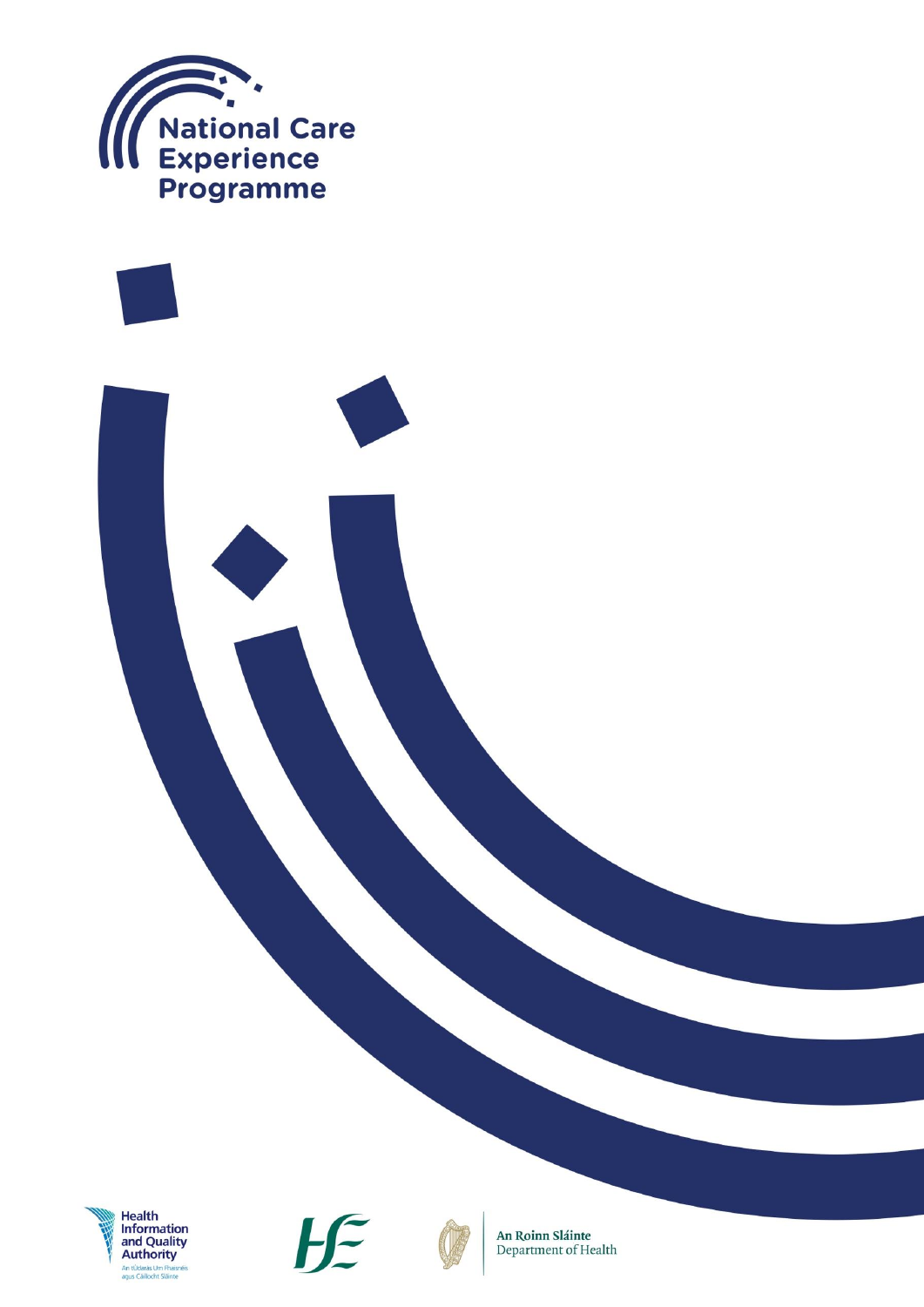National Care Experience Programme

Health Information and Quality Authority

An tÚdarás Um Fhaisnéis agus Cáilíocht Sláinte

An Roinn Sláinte

Department of Health